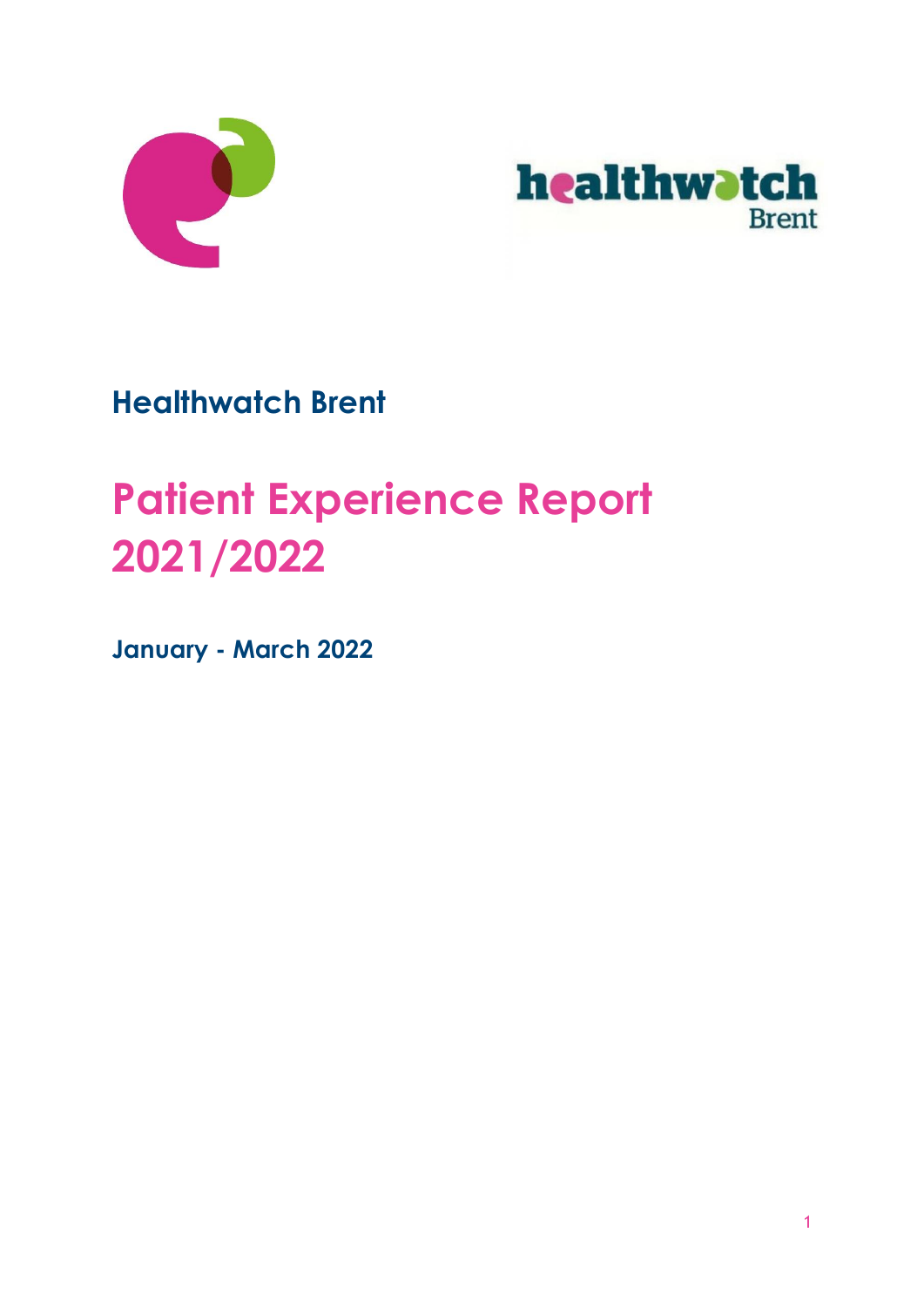**Healthwatch Brent**

# Patient Experience Report 2021/2022

**January - March 2022**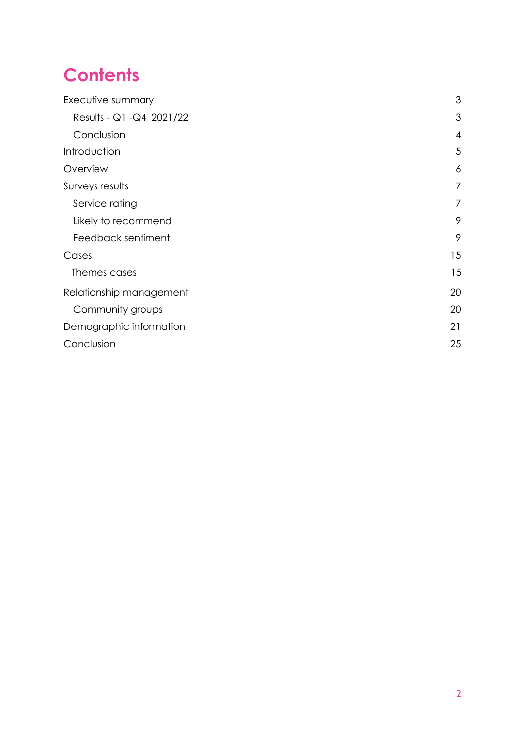# Contents

| | |
|---|---|
| Executive summary | 3 |
| Results - Q1 -Q4 2021/22 | 3 |
| Conclusion | 4 |
| Introduction | 5 |
| Overview | 6 |
| Surveys results | 7 |
| Service rating | 7 |
| Likely to recommend | 9 |
| Feedback sentiment | 9 |
| Cases | 15 |
| Themes cases | 15 |
| Relationship management | 20 |
| Community groups | 20 |
| Demographic information | 21 |
| Conclusion | 25 |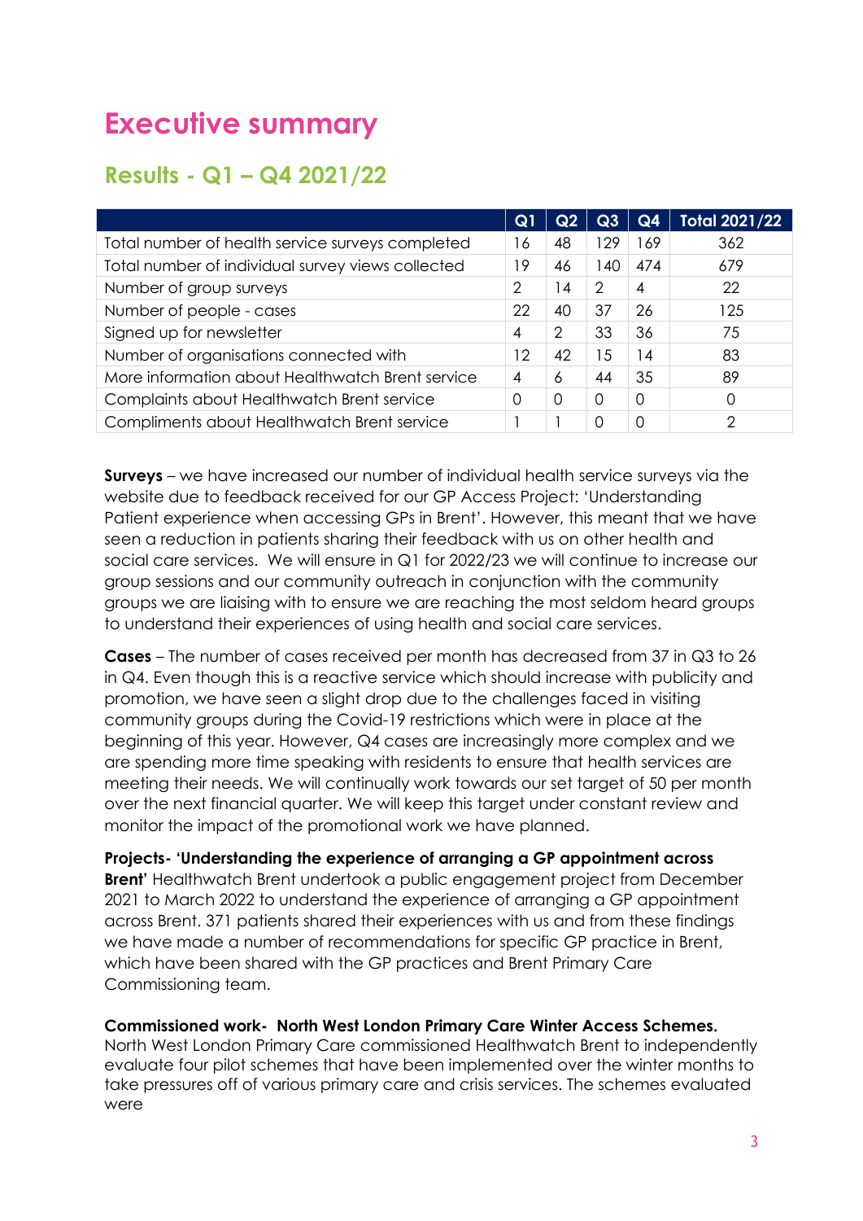# Executive summary

## Results - Q1 – Q4 2021/22

| | Q1 | Q2 | Q3 | Q4 | Total 2021/22 |
|---|---|---|---|---|---|
| Total number of health service surveys completed | 16 | 48 | 129 | 169 | 362 |
| Total number of individual survey views collected | 19 | 46 | 140 | 474 | 679 |
| Number of group surveys | 2 | 14 | 2 | 4 | 22 |
| Number of people - cases | 22 | 40 | 37 | 26 | 125 |
| Signed up for newsletter | 4 | 2 | 33 | 36 | 75 |
| Number of organisations connected with | 12 | 42 | 15 | 14 | 83 |
| More information about Healthwatch Brent service | 4 | 6 | 44 | 35 | 89 |
| Complaints about Healthwatch Brent service | 0 | 0 | 0 | 0 | 0 |
| Compliments about Healthwatch Brent service | 1 | 1 | 0 | 0 | 2 |

**Surveys** – we have increased our number of individual health service surveys via the website due to feedback received for our GP Access Project: 'Understanding Patient experience when accessing GPs in Brent'. However, this meant that we have seen a reduction in patients sharing their feedback with us on other health and social care services. We will ensure in Q1 for 2022/23 we will continue to increase our group sessions and our community outreach in conjunction with the community groups we are liaising with to ensure we are reaching the most seldom heard groups to understand their experiences of using health and social care services.

**Cases** – The number of cases received per month has decreased from 37 in Q3 to 26 in Q4. Even though this is a reactive service which should increase with publicity and promotion, we have seen a slight drop due to the challenges faced in visiting community groups during the Covid-19 restrictions which were in place at the beginning of this year. However, Q4 cases are increasingly more complex and we are spending more time speaking with residents to ensure that health services are meeting their needs. We will continually work towards our set target of 50 per month over the next financial quarter. We will keep this target under constant review and monitor the impact of the promotional work we have planned.

**Projects- 'Understanding the experience of arranging a GP appointment across Brent'** Healthwatch Brent undertook a public engagement project from December 2021 to March 2022 to understand the experience of arranging a GP appointment across Brent. 371 patients shared their experiences with us and from these findings we have made a number of recommendations for specific GP practice in Brent, which have been shared with the GP practices and Brent Primary Care Commissioning team.

**Commissioned work- North West London Primary Care Winter Access Schemes.** North West London Primary Care commissioned Healthwatch Brent to independently evaluate four pilot schemes that have been implemented over the winter months to take pressures off of various primary care and crisis services. The schemes evaluated were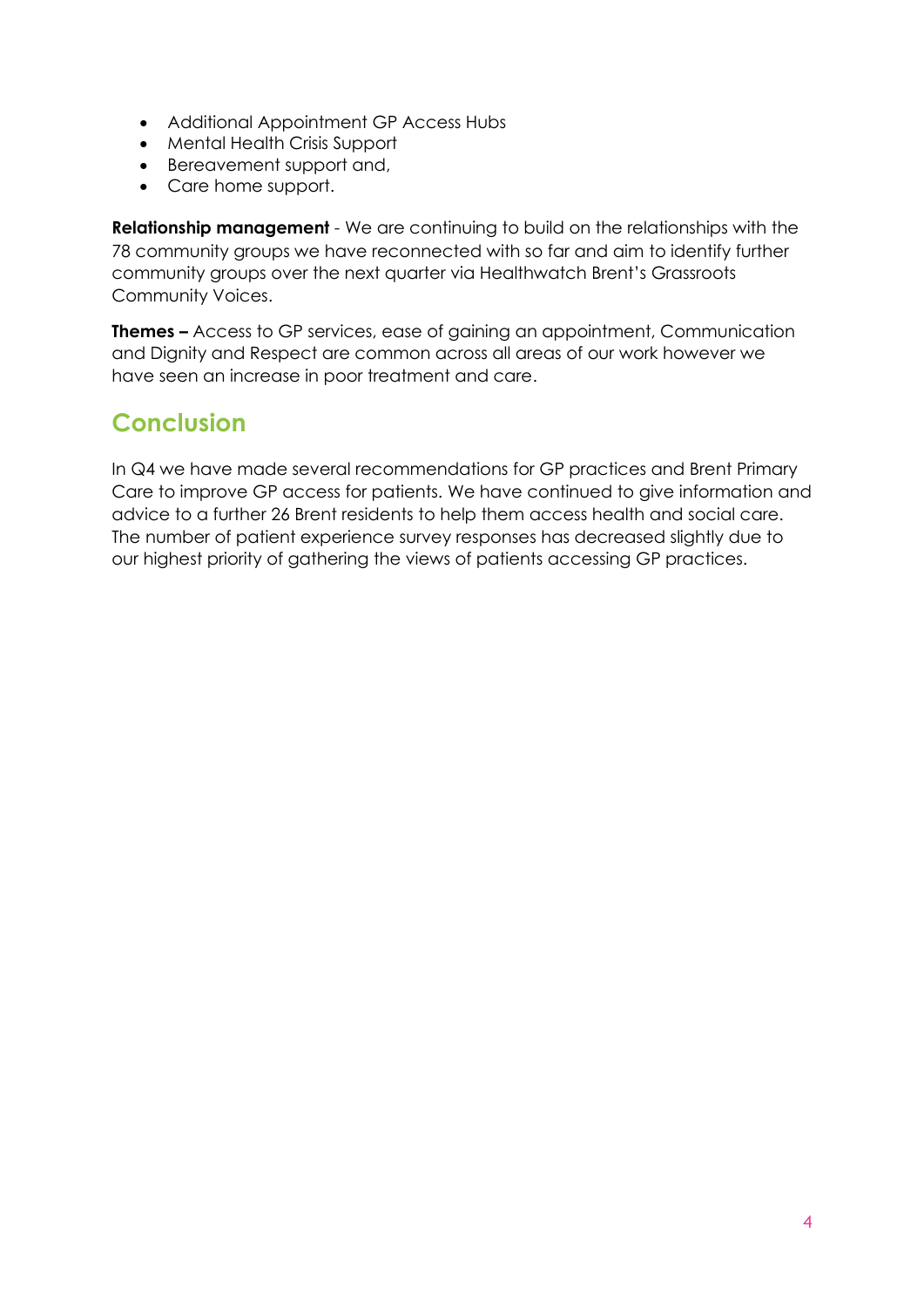- Additional Appointment GP Access Hubs
- Mental Health Crisis Support
- Bereavement support and,
- Care home support.

**Relationship management** - We are continuing to build on the relationships with the 78 community groups we have reconnected with so far and aim to identify further community groups over the next quarter via Healthwatch Brent's Grassroots Community Voices.

**Themes –** Access to GP services, ease of gaining an appointment, Communication and Dignity and Respect are common across all areas of our work however we have seen an increase in poor treatment and care.

## Conclusion

In Q4 we have made several recommendations for GP practices and Brent Primary Care to improve GP access for patients. We have continued to give information and advice to a further 26 Brent residents to help them access health and social care. The number of patient experience survey responses has decreased slightly due to our highest priority of gathering the views of patients accessing GP practices.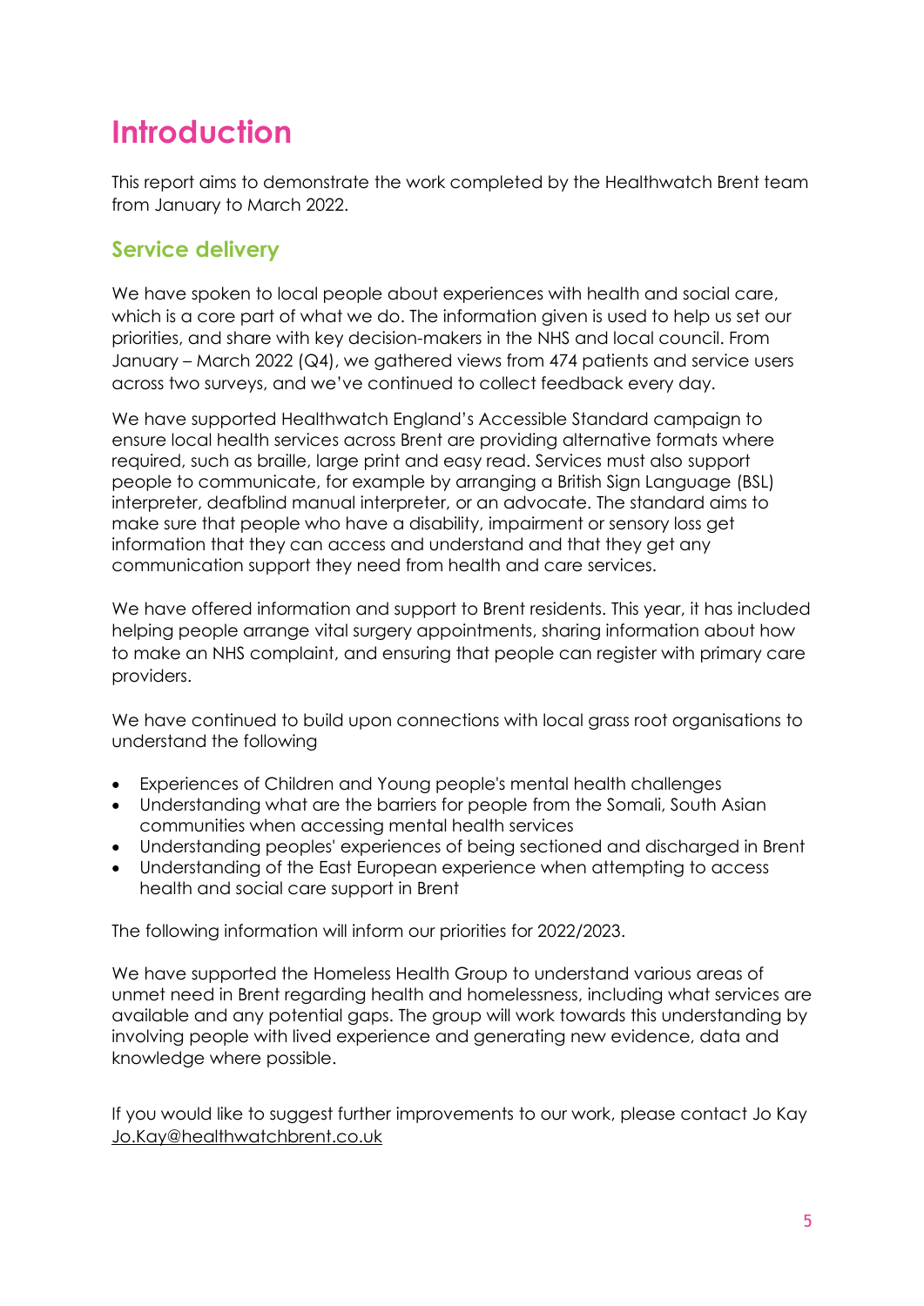# Introduction

This report aims to demonstrate the work completed by the Healthwatch Brent team from January to March 2022.

## Service delivery

We have spoken to local people about experiences with health and social care, which is a core part of what we do. The information given is used to help us set our priorities, and share with key decision-makers in the NHS and local council. From January – March 2022 (Q4), we gathered views from 474 patients and service users across two surveys, and we've continued to collect feedback every day.

We have supported Healthwatch England's Accessible Standard campaign to ensure local health services across Brent are providing alternative formats where required, such as braille, large print and easy read. Services must also support people to communicate, for example by arranging a British Sign Language (BSL) interpreter, deafblind manual interpreter, or an advocate. The standard aims to make sure that people who have a disability, impairment or sensory loss get information that they can access and understand and that they get any communication support they need from health and care services.

We have offered information and support to Brent residents. This year, it has included helping people arrange vital surgery appointments, sharing information about how to make an NHS complaint, and ensuring that people can register with primary care providers.

We have continued to build upon connections with local grass root organisations to understand the following

- Experiences of Children and Young people's mental health challenges
- Understanding what are the barriers for people from the Somali, South Asian communities when accessing mental health services
- Understanding peoples' experiences of being sectioned and discharged in Brent
- Understanding of the East European experience when attempting to access health and social care support in Brent

The following information will inform our priorities for 2022/2023.

We have supported the Homeless Health Group to understand various areas of unmet need in Brent regarding health and homelessness, including what services are available and any potential gaps. The group will work towards this understanding by involving people with lived experience and generating new evidence, data and knowledge where possible.

If you would like to suggest further improvements to our work, please contact Jo Kay Jo.Kay@healthwatchbrent.co.uk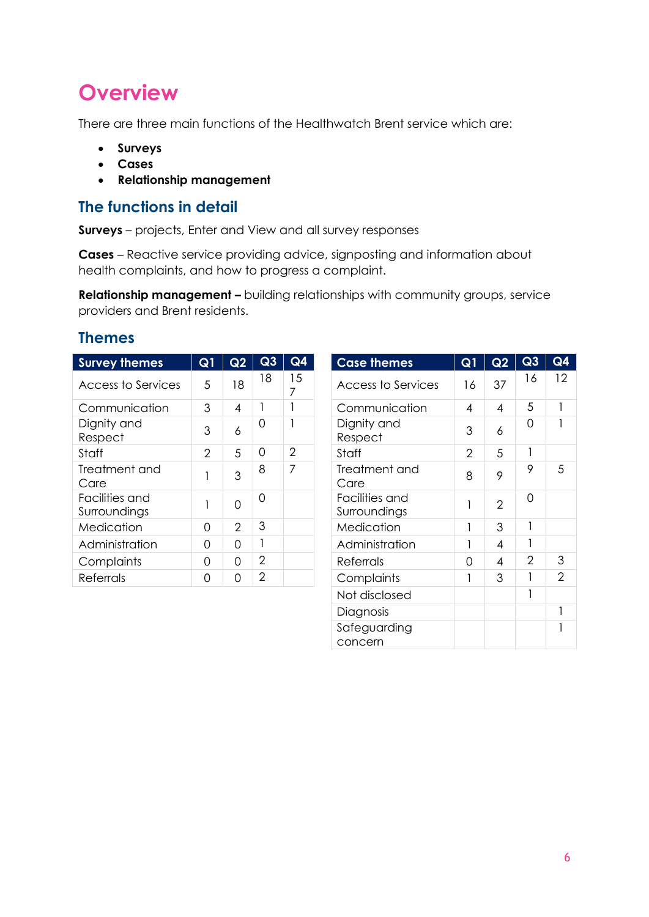# Overview

There are three main functions of the Healthwatch Brent service which are:

- **Surveys**
- **Cases**
- **Relationship management**

## The functions in detail

**Surveys** – projects, Enter and View and all survey responses

**Cases** – Reactive service providing advice, signposting and information about health complaints, and how to progress a complaint.

**Relationship management –** building relationships with community groups, service providers and Brent residents.

## Themes

| Survey themes | Q1 | Q2 | Q3 | Q4 |
|---|---|---|---|---|
| Access to Services | 5 | 18 | 18 | 157 |
| Communication | 3 | 4 | 1 | 1 |
| Dignity and Respect | 3 | 6 | 0 | 1 |
| Staff | 2 | 5 | 0 | 2 |
| Treatment and Care | 1 | 3 | 8 | 7 |
| Facilities and Surroundings | 1 | 0 | 0 | |
| Medication | 0 | 2 | 3 | |
| Administration | 0 | 0 | 1 | |
| Complaints | 0 | 0 | 2 | |
| Referrals | 0 | 0 | 2 | |

| Case themes | Q1 | Q2 | Q3 | Q4 |
|---|---|---|---|---|
| Access to Services | 16 | 37 | 16 | 12 |
| Communication | 4 | 4 | 5 | 1 |
| Dignity and Respect | 3 | 6 | 0 | 1 |
| Staff | 2 | 5 | 1 | |
| Treatment and Care | 8 | 9 | 9 | 5 |
| Facilities and Surroundings | 1 | 2 | 0 | |
| Medication | 1 | 3 | 1 | |
| Administration | 1 | 4 | 1 | |
| Referrals | 0 | 4 | 2 | 3 |
| Complaints | 1 | 3 | 1 | 2 |
| Not disclosed | | | 1 | |
| Diagnosis | | | | 1 |
| Safeguarding concern | | | | 1 |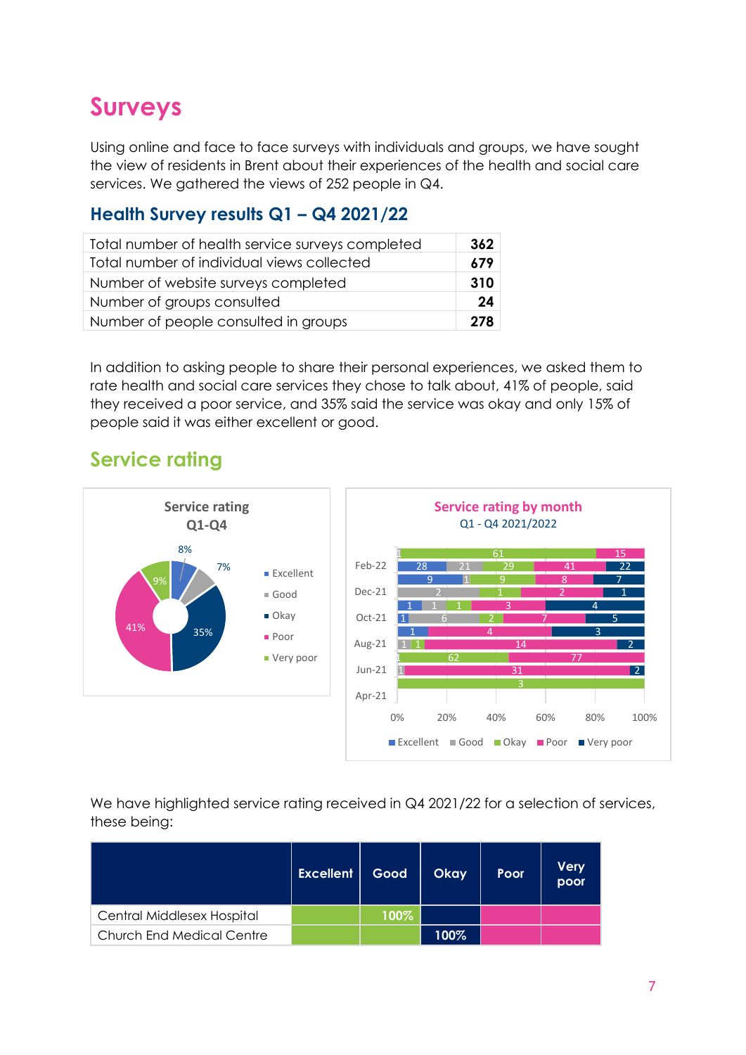# Surveys

Using online and face to face surveys with individuals and groups, we have sought the view of residents in Brent about their experiences of the health and social care services. We gathered the views of 252 people in Q4.

## Health Survey results Q1 – Q4 2021/22

| | |
|---|---|
| Total number of health service surveys completed | **362** |
| Total number of individual views collected | **679** |
| Number of website surveys completed | **310** |
| Number of groups consulted | **24** |
| Number of people consulted in groups | **278** |

In addition to asking people to share their personal experiences, we asked them to rate health and social care services they chose to talk about, 41% of people, said they received a poor service, and 35% said the service was okay and only 15% of people said it was either excellent or good.

## Service rating

**Service rating Q1-Q4**

| Rating | % |
|---|---|
| Excellent | 8% |
| Good | 7% |
| Okay | 35% |
| Poor | 41% |
| Very poor | 9% |

**Service rating by month**
Q1 - Q4 2021/2022

We have highlighted service rating received in Q4 2021/22 for a selection of services, these being:

| | Excellent | Good | Okay | Poor | Very poor |
|---|---|---|---|---|---|
| Central Middlesex Hospital | | 100% | | | |
| Church End Medical Centre | | | 100% | | |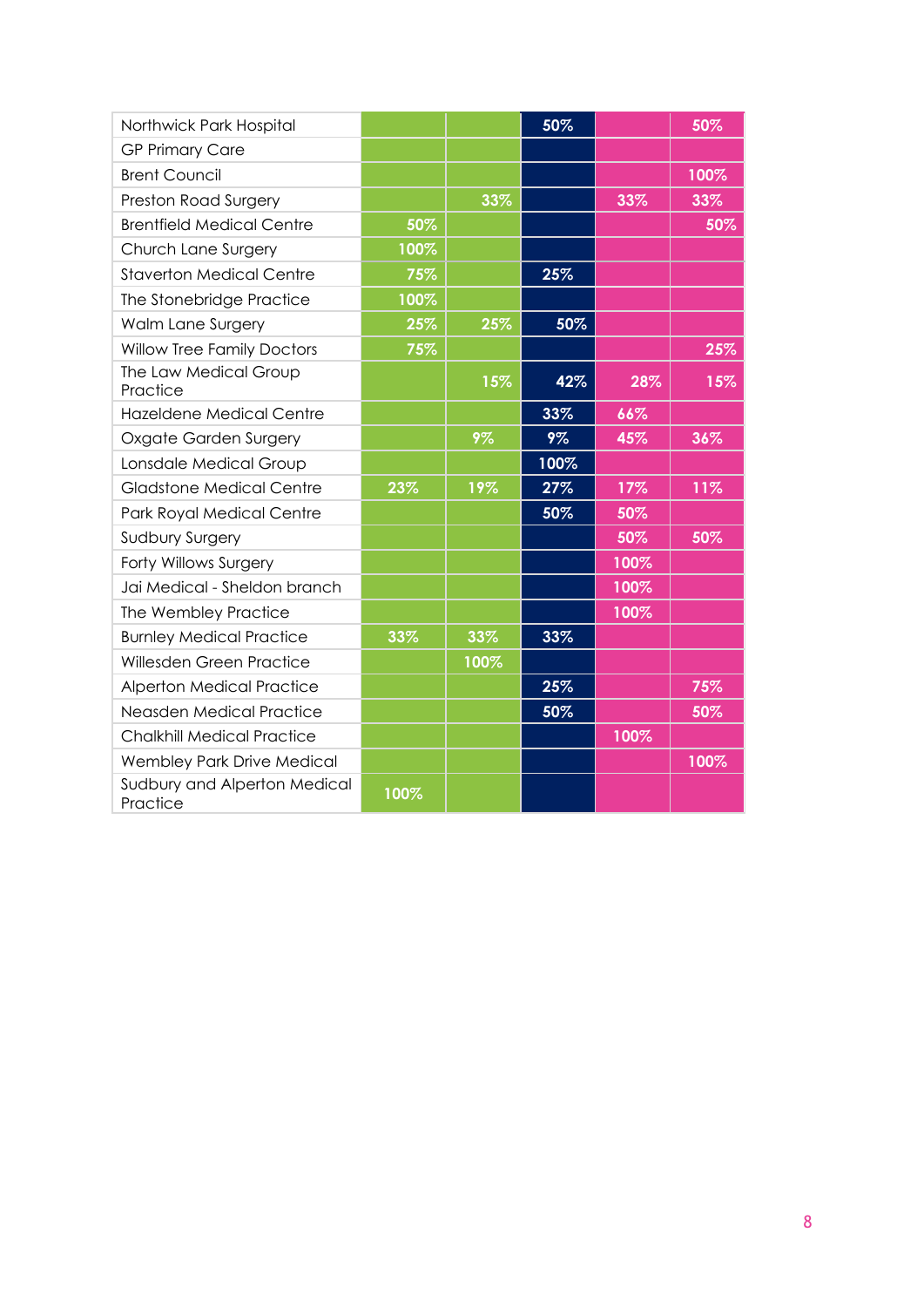| | | | | | |
|---|---|---|---|---|---|
| Northwick Park Hospital | | | 50% | | 50% |
| GP Primary Care | | | | | |
| Brent Council | | | | | 100% |
| Preston Road Surgery | | 33% | | 33% | 33% |
| Brentfield Medical Centre | 50% | | | | 50% |
| Church Lane Surgery | 100% | | | | |
| Staverton Medical Centre | 75% | | 25% | | |
| The Stonebridge Practice | 100% | | | | |
| Walm Lane Surgery | 25% | 25% | 50% | | |
| Willow Tree Family Doctors | 75% | | | | 25% |
| The Law Medical Group Practice | | 15% | 42% | 28% | 15% |
| Hazeldene Medical Centre | | | 33% | 66% | |
| Oxgate Garden Surgery | | 9% | 9% | 45% | 36% |
| Lonsdale Medical Group | | | 100% | | |
| Gladstone Medical Centre | 23% | 19% | 27% | 17% | 11% |
| Park Royal Medical Centre | | | 50% | 50% | |
| Sudbury Surgery | | | | 50% | 50% |
| Forty Willows Surgery | | | | 100% | |
| Jai Medical - Sheldon branch | | | | 100% | |
| The Wembley Practice | | | | 100% | |
| Burnley Medical Practice | 33% | 33% | 33% | | |
| Willesden Green Practice | | 100% | | | |
| Alperton Medical Practice | | | 25% | | 75% |
| Neasden Medical Practice | | | 50% | | 50% |
| Chalkhill Medical Practice | | | | 100% | |
| Wembley Park Drive Medical | | | | | 100% |
| Sudbury and Alperton Medical Practice | 100% | | | | |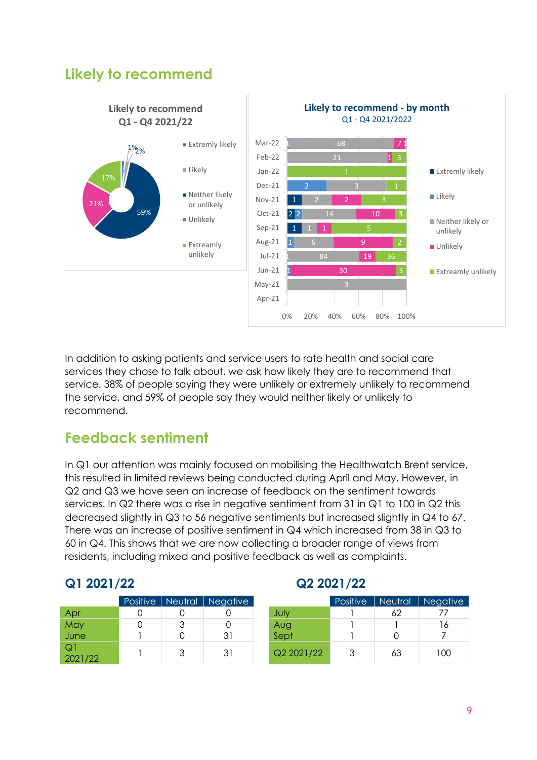## Likely to recommend

In addition to asking patients and service users to rate health and social care services they chose to talk about, we ask how likely they are to recommend that service. 38% of people saying they were unlikely or extremely unlikely to recommend the service, and 59% of people say they would neither likely or unlikely to recommend.

## Feedback sentiment

In Q1 our attention was mainly focused on mobilising the Healthwatch Brent service, this resulted in limited reviews being conducted during April and May. However, in Q2 and Q3 we have seen an increase of feedback on the sentiment towards services. In Q2 there was a rise in negative sentiment from 31 in Q1 to 100 in Q2 this decreased slightly in Q3 to 56 negative sentiments but increased slightly in Q4 to 67. There was an increase of positive sentiment in Q4 which increased from 38 in Q3 to 60 in Q4. This shows that we are now collecting a broader range of views from residents, including mixed and positive feedback as well as complaints.

### Q1 2021/22

| | Positive | Neutral | Negative |
|---|---|---|---|
| Apr | 0 | 0 | 0 |
| May | 0 | 3 | 0 |
| June | 1 | 0 | 31 |
| Q1 2021/22 | 1 | 3 | 31 |

### Q2 2021/22

| | Positive | Neutral | Negative |
|---|---|---|---|
| July | 1 | 62 | 77 |
| Aug | 1 | 1 | 16 |
| Sept | 1 | 0 | 7 |
| Q2 2021/22 | 3 | 63 | 100 |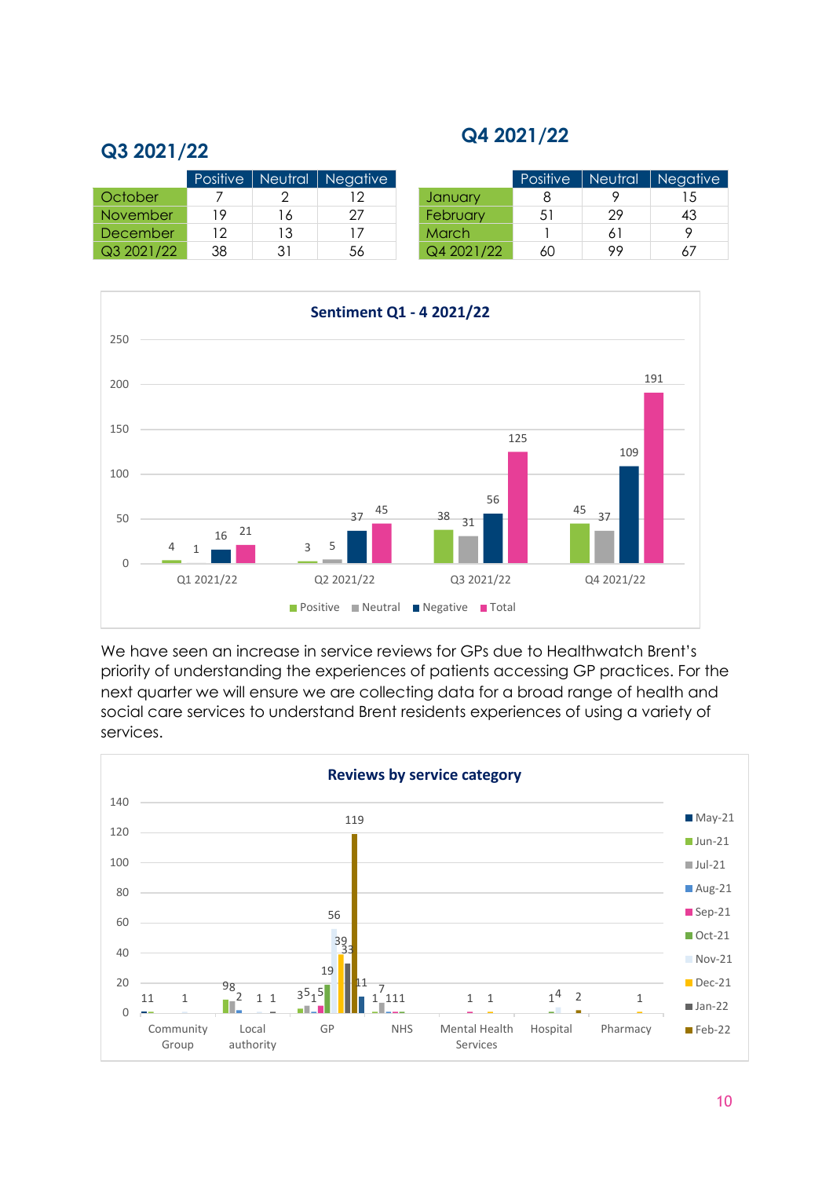## Q3 2021/22

| | Positive | Neutral | Negative |
|---|---|---|---|
| October | 7 | 2 | 12 |
| November | 19 | 16 | 27 |
| December | 12 | 13 | 17 |
| Q3 2021/22 | 38 | 31 | 56 |

## Q4 2021/22

| | Positive | Neutral | Negative |
|---|---|---|---|
| January | 8 | 9 | 15 |
| February | 51 | 29 | 43 |
| March | 1 | 61 | 9 |
| Q4 2021/22 | 60 | 99 | 67 |

**Sentiment Q1 - 4 2021/22**

| | Positive | Neutral | Negative | Total |
|---|---|---|---|---|
| Q1 2021/22 | 4 | 1 | 16 | 21 |
| Q2 2021/22 | 3 | 5 | 37 | 45 |
| Q3 2021/22 | 38 | 31 | 56 | 125 |
| Q4 2021/22 | 45 | 37 | 109 | 191 |

We have seen an increase in service reviews for GPs due to Healthwatch Brent's priority of understanding the experiences of patients accessing GP practices. For the next quarter we will ensure we are collecting data for a broad range of health and social care services to understand Brent residents experiences of using a variety of services.

**Reviews by service category**

Categories: Community Group, Local authority, GP, NHS, Mental Health Services, Hospital, Pharmacy

Series: May-21, Jun-21, Jul-21, Aug-21, Sep-21, Oct-21, Nov-21, Dec-21, Jan-22, Feb-22

Data labels: Community Group: 1, 1, 1; Local authority: 9, 8, 2, 1, 1; GP: 3, 5, 1, 5, 19, 56, 39, 33, 119, 11; NHS: 1, 7, 1, 1, 1; Mental Health Services: 1, 1; Hospital: 1, 4, 2; Pharmacy: 1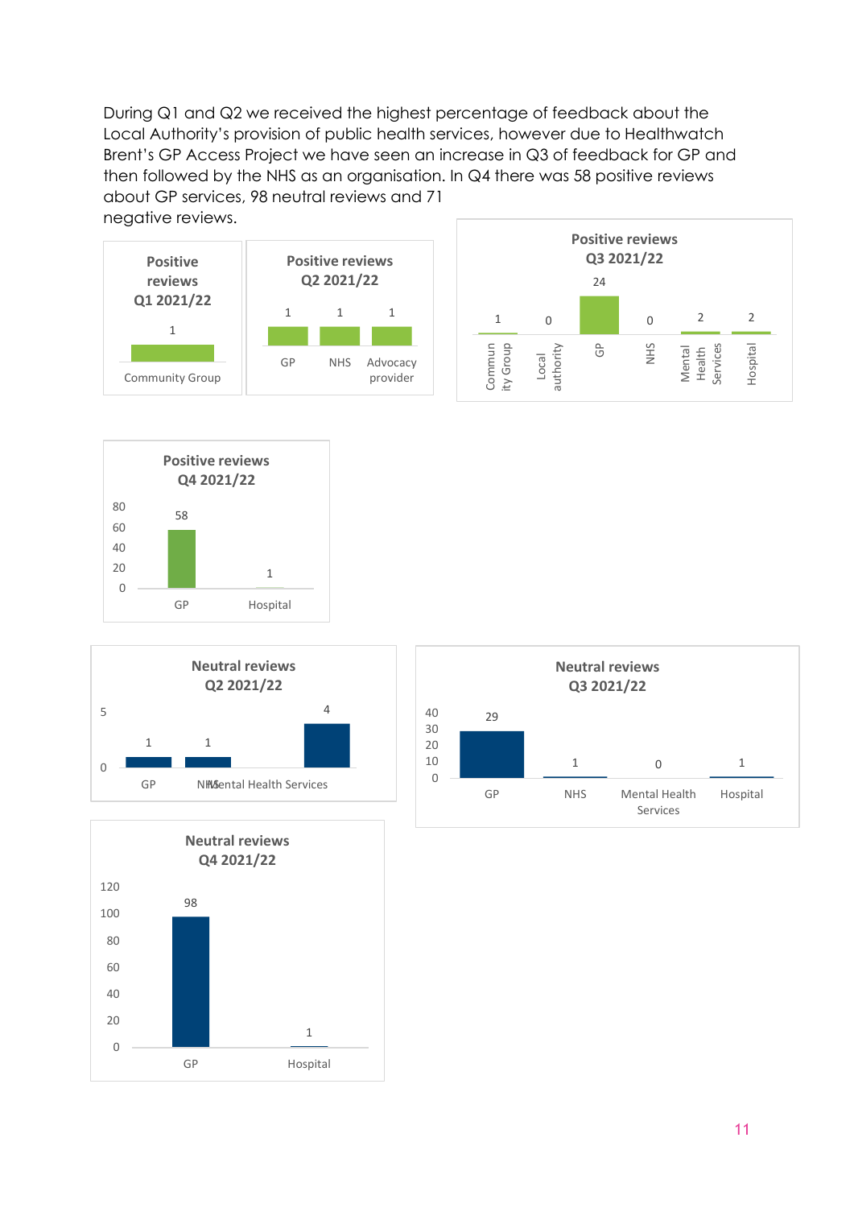During Q1 and Q2 we received the highest percentage of feedback about the Local Authority's provision of public health services, however due to Healthwatch Brent's GP Access Project we have seen an increase in Q3 of feedback for GP and then followed by the NHS as an organisation. In Q4 there was 58 positive reviews about GP services, 98 neutral reviews and 71 negative reviews.

**Positive reviews Q1 2021/22**

| Community Group |
| --- |
| 1 |

**Positive reviews Q2 2021/22**

| GP | NHS | Advocacy provider |
| --- | --- | --- |
| 1 | 1 | 1 |

**Positive reviews Q3 2021/22**

| Community Group | Local authority | GP | NHS | Mental Health Services | Hospital |
| --- | --- | --- | --- | --- | --- |
| 1 | 0 | 24 | 0 | 2 | 2 |

**Positive reviews Q4 2021/22**

| GP | Hospital |
| --- | --- |
| 58 | 1 |

**Neutral reviews Q2 2021/22**

| GP | NHS | Mental Health Services |
| --- | --- | --- |
| 1 | 1 | 4 |

**Neutral reviews Q3 2021/22**

| GP | NHS | Mental Health Services | Hospital |
| --- | --- | --- | --- |
| 29 | 1 | 0 | 1 |

**Neutral reviews Q4 2021/22**

| GP | Hospital |
| --- | --- |
| 98 | 1 |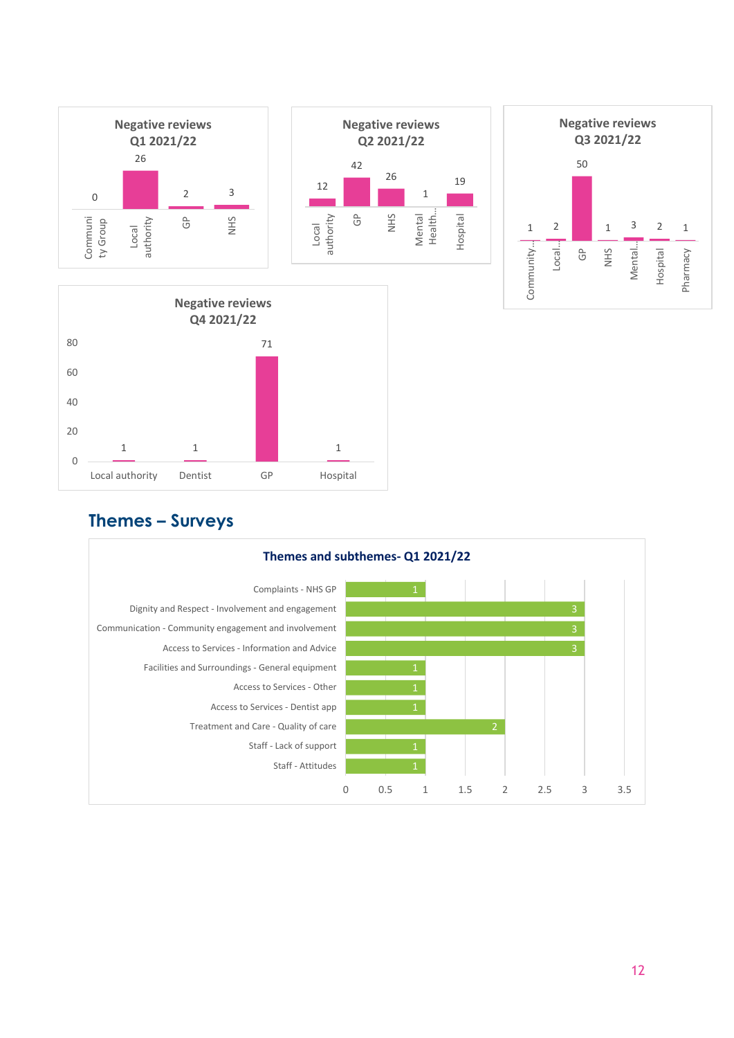**Negative reviews Q1 2021/22**

| Category | Count |
| --- | --- |
| Community Group | 0 |
| Local authority | 26 |
| GP | 2 |
| NHS | 3 |

**Negative reviews Q2 2021/22**

| Category | Count |
| --- | --- |
| Local authority | 12 |
| GP | 42 |
| NHS | 26 |
| Mental Health... | 1 |
| Hospital | 19 |

**Negative reviews Q3 2021/22**

| Category | Count |
| --- | --- |
| Community... | 1 |
| Local... | 2 |
| GP | 50 |
| NHS | 1 |
| Mental... | 3 |
| Hospital | 2 |
| Pharmacy | 1 |

**Negative reviews Q4 2021/22**

| Category | Count |
| --- | --- |
| Local authority | 1 |
| Dentist | 1 |
| GP | 71 |
| Hospital | 1 |

## Themes – Surveys

**Themes and subthemes- Q1 2021/22**

| Theme - Subtheme | Count |
| --- | --- |
| Complaints - NHS GP | 1 |
| Dignity and Respect - Involvement and engagement | 3 |
| Communication - Community engagement and involvement | 3 |
| Access to Services - Information and Advice | 3 |
| Facilities and Surroundings - General equipment | 1 |
| Access to Services - Other | 1 |
| Access to Services - Dentist app | 1 |
| Treatment and Care - Quality of care | 2 |
| Staff - Lack of support | 1 |
| Staff - Attitudes | 1 |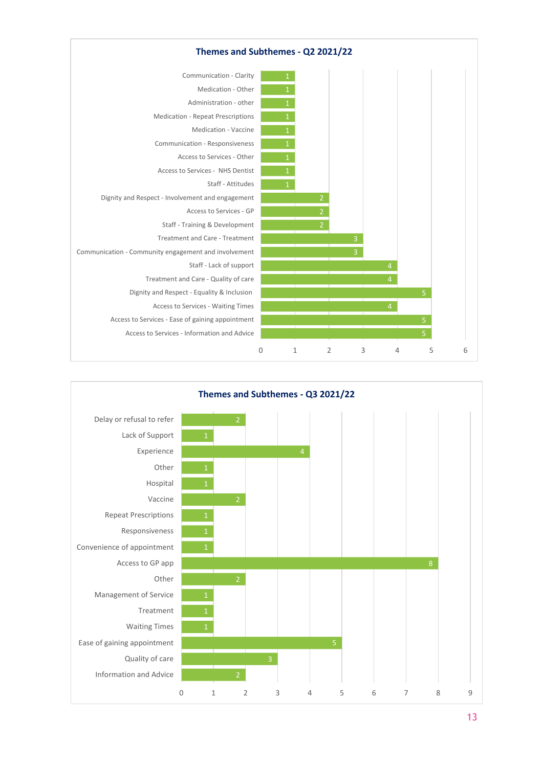## Themes and Subthemes - Q2 2021/22

| Theme - Subtheme | Count |
|---|---|
| Communication - Clarity | 1 |
| Medication - Other | 1 |
| Administration - other | 1 |
| Medication - Repeat Prescriptions | 1 |
| Medication - Vaccine | 1 |
| Communication - Responsiveness | 1 |
| Access to Services - Other | 1 |
| Access to Services - NHS Dentist | 1 |
| Staff - Attitudes | 1 |
| Dignity and Respect - Involvement and engagement | 2 |
| Access to Services - GP | 2 |
| Staff - Training & Development | 2 |
| Treatment and Care - Treatment | 3 |
| Communication - Community engagement and involvement | 3 |
| Staff - Lack of support | 4 |
| Treatment and Care - Quality of care | 4 |
| Dignity and Respect - Equality & Inclusion | 5 |
| Access to Services - Waiting Times | 4 |
| Access to Services - Ease of gaining appointment | 5 |
| Access to Services - Information and Advice | 5 |

## Themes and Subthemes - Q3 2021/22

| Subtheme | Count |
|---|---|
| Delay or refusal to refer | 2 |
| Lack of Support | 1 |
| Experience | 4 |
| Other | 1 |
| Hospital | 1 |
| Vaccine | 2 |
| Repeat Prescriptions | 1 |
| Responsiveness | 1 |
| Convenience of appointment | 1 |
| Access to GP app | 8 |
| Other | 2 |
| Management of Service | 1 |
| Treatment | 1 |
| Waiting Times | 1 |
| Ease of gaining appointment | 5 |
| Quality of care | 3 |
| Information and Advice | 2 |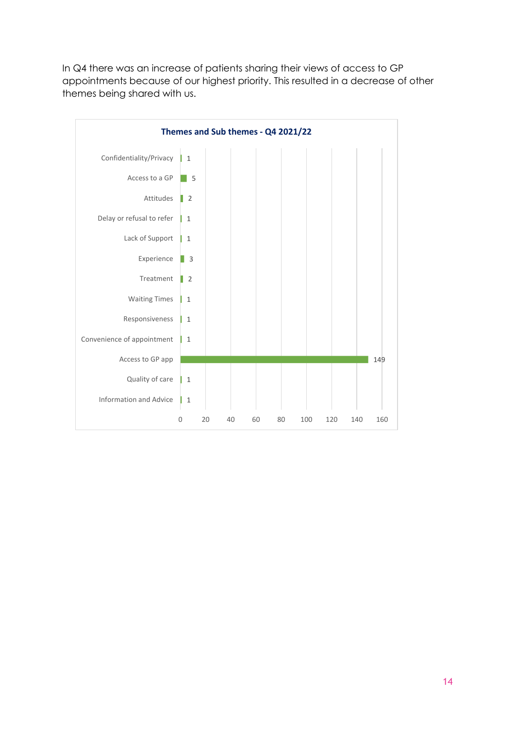In Q4 there was an increase of patients sharing their views of access to GP appointments because of our highest priority. This resulted in a decrease of other themes being shared with us.

**Themes and Sub themes - Q4 2021/22**

| Theme | Count |
| --- | --- |
| Confidentiality/Privacy | 1 |
| Access to a GP | 5 |
| Attitudes | 2 |
| Delay or refusal to refer | 1 |
| Lack of Support | 1 |
| Experience | 3 |
| Treatment | 2 |
| Waiting Times | 1 |
| Responsiveness | 1 |
| Convenience of appointment | 1 |
| Access to GP app | 149 |
| Quality of care | 1 |
| Information and Advice | 1 |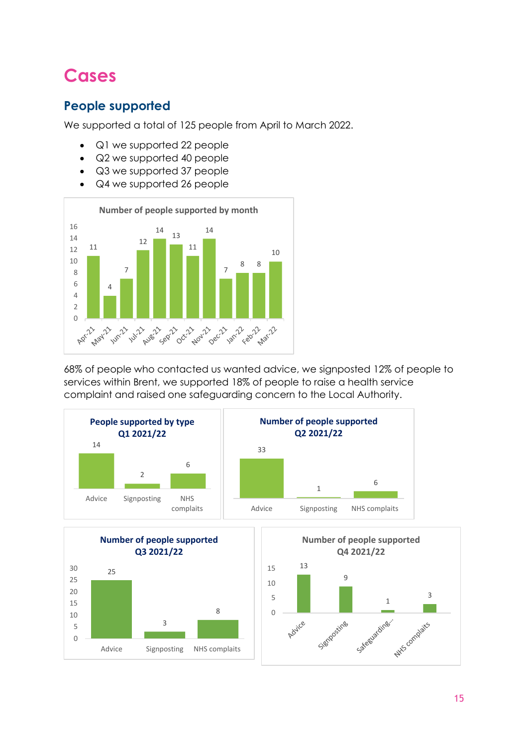# Cases

## People supported

We supported a total of 125 people from April to March 2022.

- Q1 we supported 22 people
- Q2 we supported 40 people
- Q3 we supported 37 people
- Q4 we supported 26 people

**Number of people supported by month**

| Month | Number |
|---|---|
| Apr-21 | 11 |
| May-21 | 4 |
| Jun-21 | 7 |
| Jul-21 | 12 |
| Aug-21 | 14 |
| Sep-21 | 13 |
| Oct-21 | 11 |
| Nov-21 | 14 |
| Dec-21 | 7 |
| Jan-22 | 8 |
| Feb-22 | 8 |
| Mar-22 | 10 |

68% of people who contacted us wanted advice, we signposted 12% of people to services within Brent, we supported 18% of people to raise a health service complaint and raised one safeguarding concern to the Local Authority.

**People supported by type Q1 2021/22**

| Type | Number |
|---|---|
| Advice | 14 |
| Signposting | 2 |
| NHS complaints | 6 |

**Number of people supported Q2 2021/22**

| Type | Number |
|---|---|
| Advice | 33 |
| Signposting | 1 |
| NHS complaints | 6 |

**Number of people supported Q3 2021/22**

| Type | Number |
|---|---|
| Advice | 25 |
| Signposting | 3 |
| NHS complaints | 8 |

**Number of people supported Q4 2021/22**

| Type | Number |
|---|---|
| Advice | 13 |
| Signposting | 9 |
| Safeguarding... | 1 |
| NHS complaits | 3 |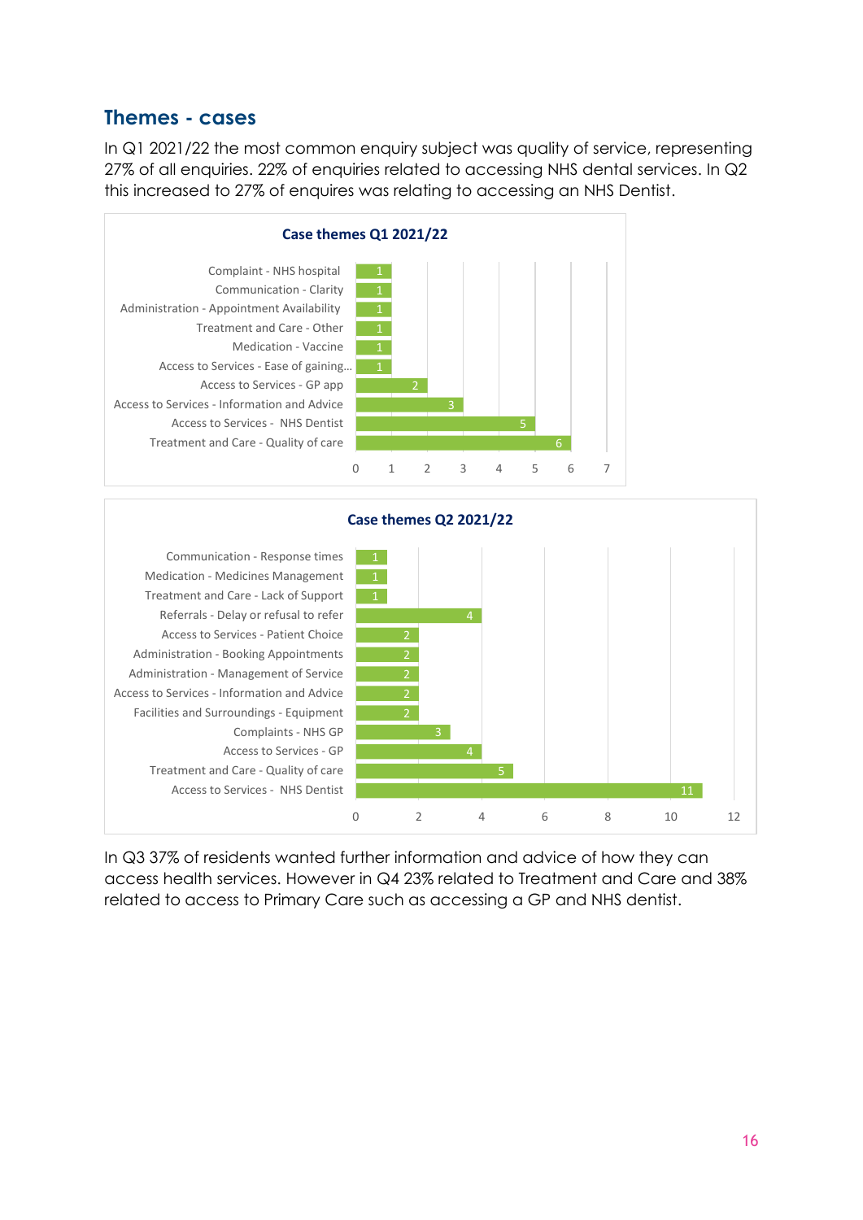## Themes - cases

In Q1 2021/22 the most common enquiry subject was quality of service, representing 27% of all enquiries. 22% of enquiries related to accessing NHS dental services. In Q2 this increased to 27% of enquires was relating to accessing an NHS Dentist.

**Case themes Q1 2021/22**

| Theme | Cases |
|---|---|
| Complaint - NHS hospital | 1 |
| Communication - Clarity | 1 |
| Administration - Appointment Availability | 1 |
| Treatment and Care - Other | 1 |
| Medication - Vaccine | 1 |
| Access to Services - Ease of gaining... | 1 |
| Access to Services - GP app | 2 |
| Access to Services - Information and Advice | 3 |
| Access to Services - NHS Dentist | 5 |
| Treatment and Care - Quality of care | 6 |

**Case themes Q2 2021/22**

| Theme | Cases |
|---|---|
| Communication - Response times | 1 |
| Medication - Medicines Management | 1 |
| Treatment and Care - Lack of Support | 1 |
| Referrals - Delay or refusal to refer | 4 |
| Access to Services - Patient Choice | 2 |
| Administration - Booking Appointments | 2 |
| Administration - Management of Service | 2 |
| Access to Services - Information and Advice | 2 |
| Facilities and Surroundings - Equipment | 2 |
| Complaints - NHS GP | 3 |
| Access to Services - GP | 4 |
| Treatment and Care - Quality of care | 5 |
| Access to Services - NHS Dentist | 11 |

In Q3 37% of residents wanted further information and advice of how they can access health services. However in Q4 23% related to Treatment and Care and 38% related to access to Primary Care such as accessing a GP and NHS dentist.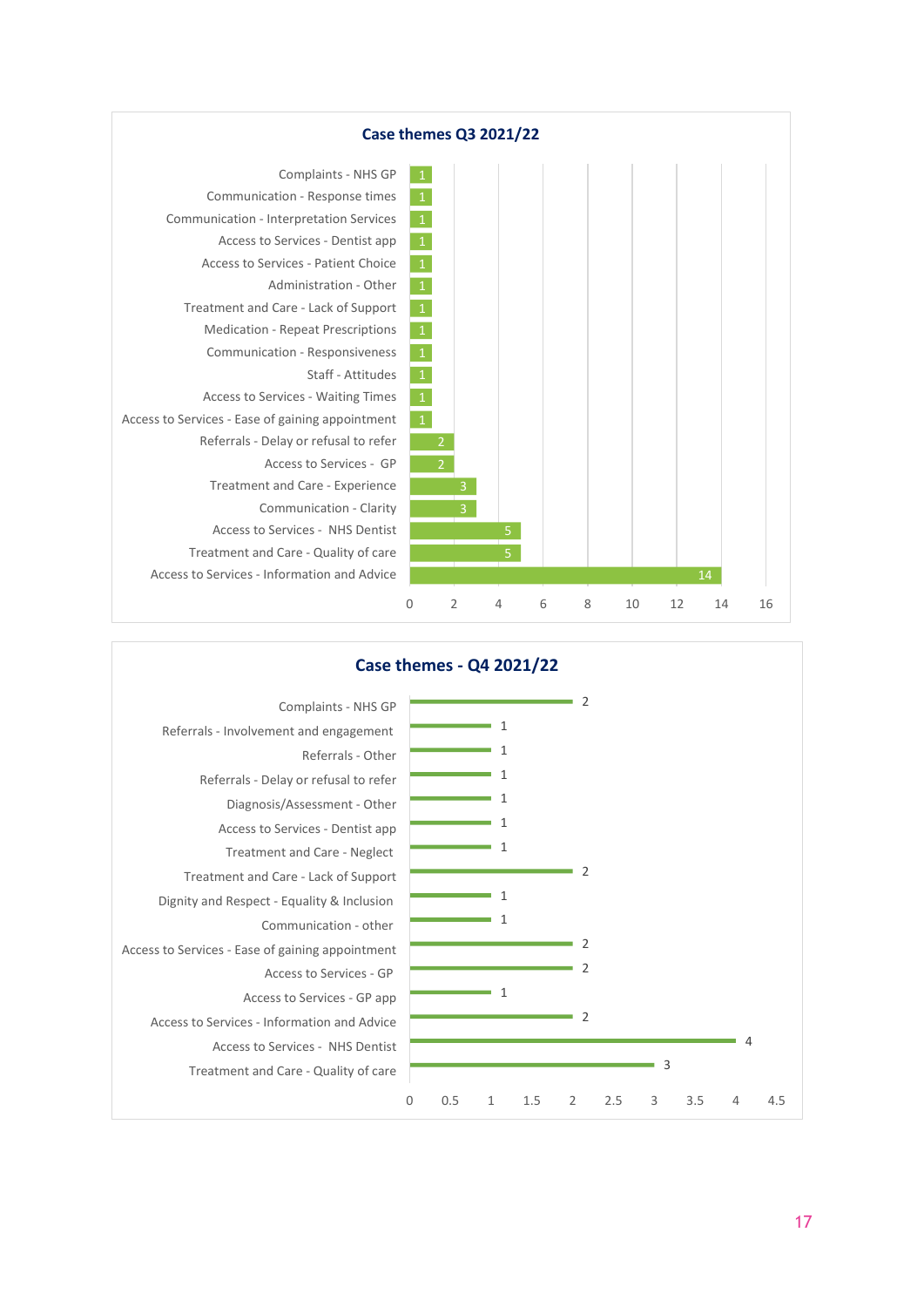## Case themes Q3 2021/22

| Theme | Count |
|---|---|
| Complaints - NHS GP | 1 |
| Communication - Response times | 1 |
| Communication - Interpretation Services | 1 |
| Access to Services - Dentist app | 1 |
| Access to Services - Patient Choice | 1 |
| Administration - Other | 1 |
| Treatment and Care - Lack of Support | 1 |
| Medication - Repeat Prescriptions | 1 |
| Communication - Responsiveness | 1 |
| Staff - Attitudes | 1 |
| Access to Services - Waiting Times | 1 |
| Access to Services - Ease of gaining appointment | 1 |
| Referrals - Delay or refusal to refer | 2 |
| Access to Services - GP | 2 |
| Treatment and Care - Experience | 3 |
| Communication - Clarity | 3 |
| Access to Services - NHS Dentist | 5 |
| Treatment and Care - Quality of care | 5 |
| Access to Services - Information and Advice | 14 |

## Case themes - Q4 2021/22

| Theme | Count |
|---|---|
| Complaints - NHS GP | 2 |
| Referrals - Involvement and engagement | 1 |
| Referrals - Other | 1 |
| Referrals - Delay or refusal to refer | 1 |
| Diagnosis/Assessment - Other | 1 |
| Access to Services - Dentist app | 1 |
| Treatment and Care - Neglect | 1 |
| Treatment and Care - Lack of Support | 2 |
| Dignity and Respect - Equality & Inclusion | 1 |
| Communication - other | 1 |
| Access to Services - Ease of gaining appointment | 2 |
| Access to Services - GP | 2 |
| Access to Services - GP app | 1 |
| Access to Services - Information and Advice | 2 |
| Access to Services - NHS Dentist | 4 |
| Treatment and Care - Quality of care | 3 |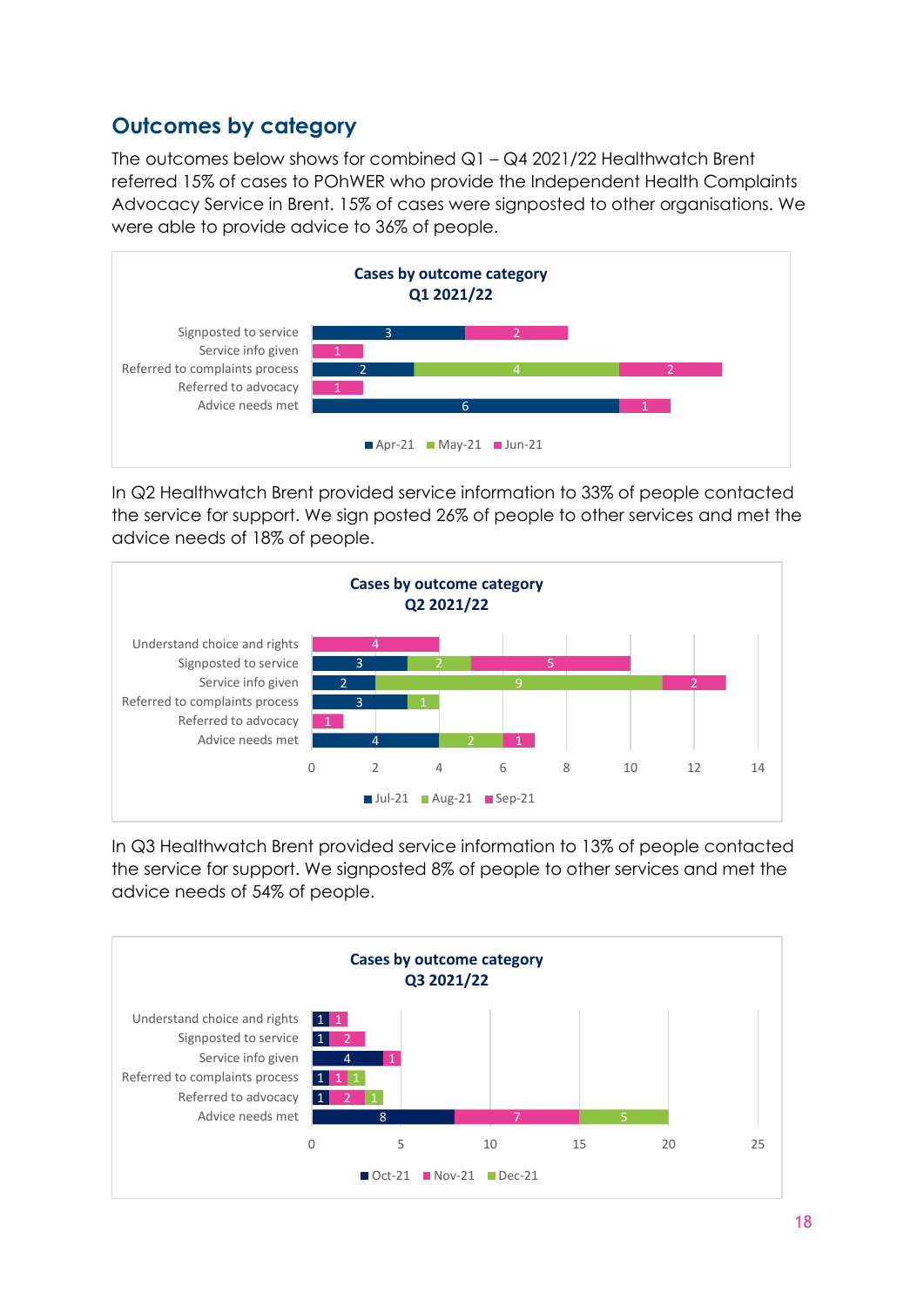## Outcomes by category

The outcomes below shows for combined Q1 – Q4 2021/22 Healthwatch Brent referred 15% of cases to POhWER who provide the Independent Health Complaints Advocacy Service in Brent. 15% of cases were signposted to other organisations. We were able to provide advice to 36% of people.

**Cases by outcome category Q1 2021/22**

| Category | Apr-21 | May-21 | Jun-21 |
|---|---|---|---|
| Signposted to service | 3 | | 2 |
| Service info given | | | 1 |
| Referred to complaints process | 2 | 4 | 2 |
| Referred to advocacy | | | 1 |
| Advice needs met | 6 | | 1 |

In Q2 Healthwatch Brent provided service information to 33% of people contacted the service for support. We sign posted 26% of people to other services and met the advice needs of 18% of people.

**Cases by outcome category Q2 2021/22**

| Category | Jul-21 | Aug-21 | Sep-21 |
|---|---|---|---|
| Understand choice and rights | | | 4 |
| Signposted to service | 3 | 2 | 5 |
| Service info given | 2 | 9 | 2 |
| Referred to complaints process | 3 | 1 | |
| Referred to advocacy | | | 1 |
| Advice needs met | 4 | 2 | 1 |

In Q3 Healthwatch Brent provided service information to 13% of people contacted the service for support. We signposted 8% of people to other services and met the advice needs of 54% of people.

**Cases by outcome category Q3 2021/22**

| Category | Oct-21 | Nov-21 | Dec-21 |
|---|---|---|---|
| Understand choice and rights | 1 | 1 | |
| Signposted to service | 1 | 2 | |
| Service info given | 4 | 1 | |
| Referred to complaints process | 1 | 1 | 1 |
| Referred to advocacy | 1 | 2 | 1 |
| Advice needs met | 8 | 7 | 5 |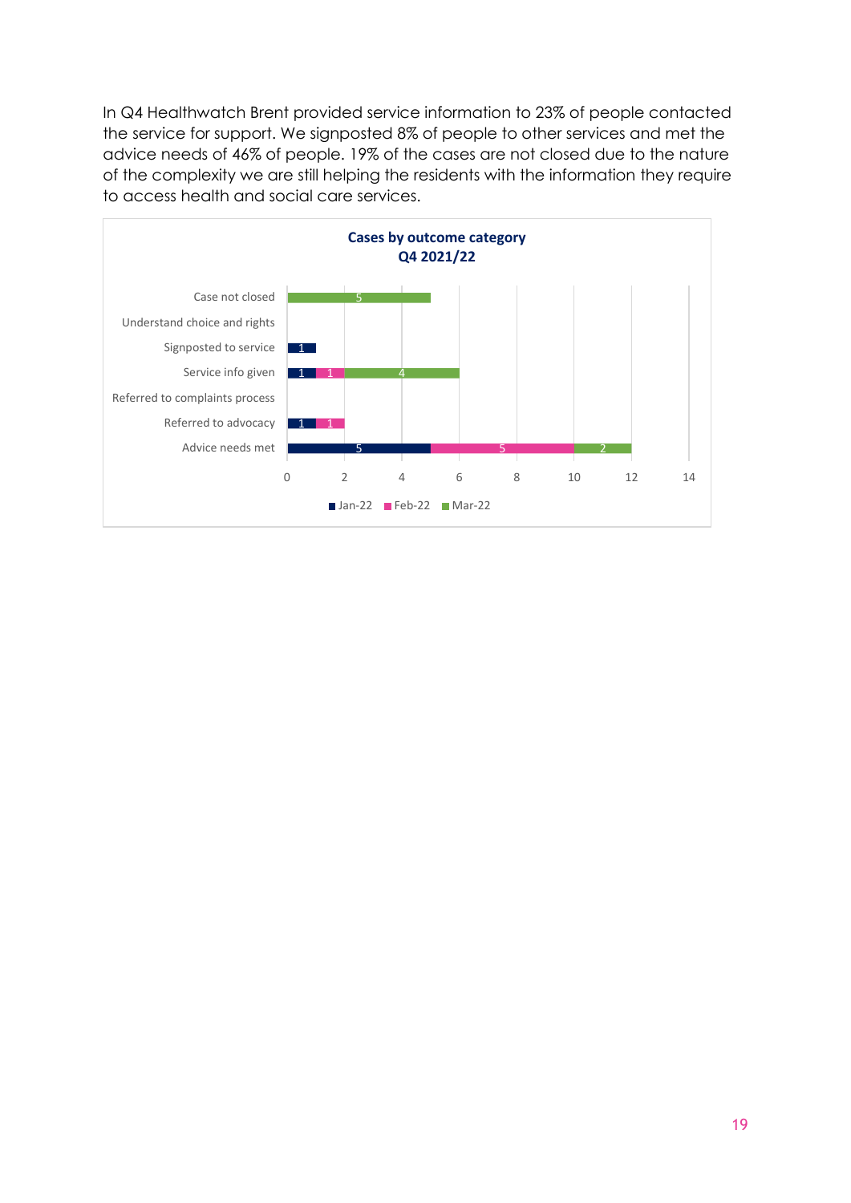In Q4 Healthwatch Brent provided service information to 23% of people contacted the service for support. We signposted 8% of people to other services and met the advice needs of 46% of people. 19% of the cases are not closed due to the nature of the complexity we are still helping the residents with the information they require to access health and social care services.

**Cases by outcome category Q4 2021/22**

| Outcome category | Jan-22 | Feb-22 | Mar-22 |
|---|---|---|---|
| Case not closed | | | 5 |
| Understand choice and rights | | | |
| Signposted to service | 1 | | |
| Service info given | 1 | 1 | 4 |
| Referred to complaints process | | | |
| Referred to advocacy | 1 | 1 | |
| Advice needs met | 5 | 5 | 2 |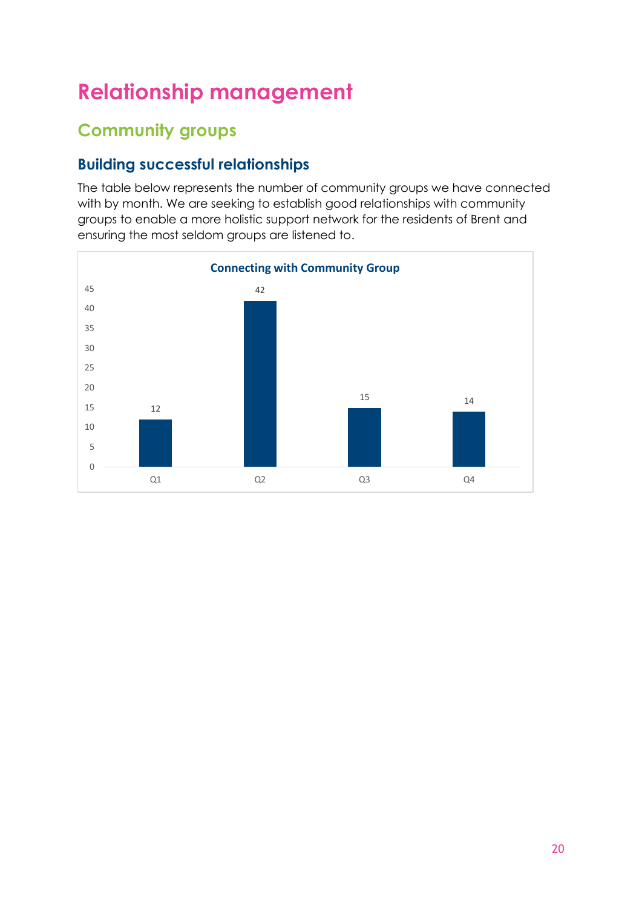# Relationship management

## Community groups

### Building successful relationships

The table below represents the number of community groups we have connected with by month. We are seeking to establish good relationships with community groups to enable a more holistic support network for the residents of Brent and ensuring the most seldom groups are listened to.

**Connecting with Community Group**

| Quarter | Number |
|---|---|
| Q1 | 12 |
| Q2 | 42 |
| Q3 | 15 |
| Q4 | 14 |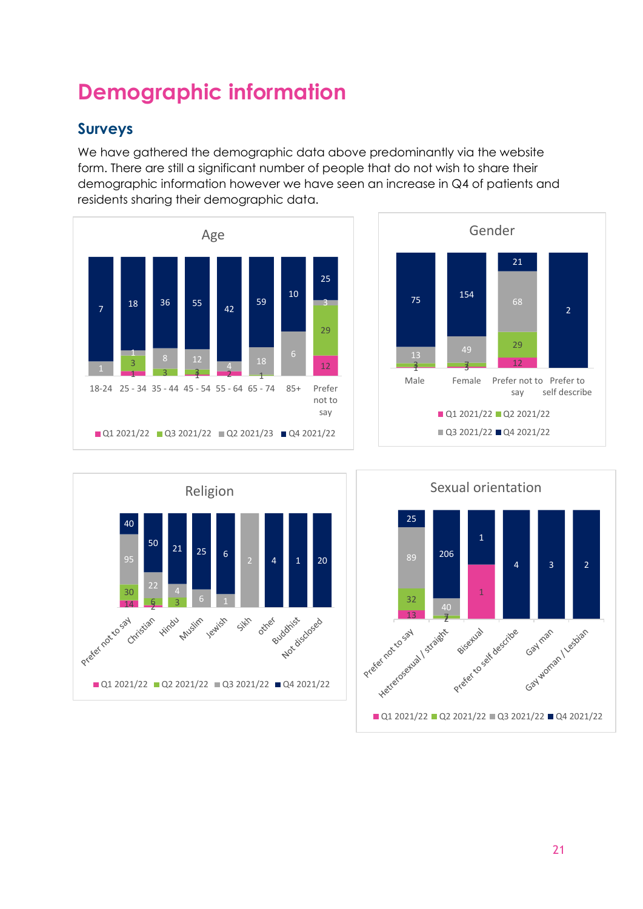# Demographic information

## Surveys

We have gathered the demographic data above predominantly via the website form. There are still a significant number of people that do not wish to share their demographic information however we have seen an increase in Q4 of patients and residents sharing their demographic data.

**Age**

| | 18-24 | 25 - 34 | 35 - 44 | 45 - 54 | 55 - 64 | 65 - 74 | 85+ | Prefer not to say |
|---|---|---|---|---|---|---|---|---|
| Q1 2021/22 | | 1 | | 1 | 2 | | | 12 |
| Q3 2021/22 | | 3 | 3 | 3 | | 1 | | 29 |
| Q2 2021/23 | 1 | 1 | 8 | 12 | 4 | 18 | 6 | 3 |
| Q4 2021/22 | 7 | 18 | 36 | 55 | 42 | 59 | 10 | 25 |

**Gender**

| | Male | Female | Prefer not to say | Prefer to self describe |
|---|---|---|---|---|
| Q1 2021/22 | 1 | | 12 | |
| Q2 2021/22 | 3 | 3 | 29 | |
| Q3 2021/22 | 13 | 49 | 68 | |
| Q4 2021/22 | 75 | 154 | 21 | 2 |

**Religion**

| | Prefer not to say | Christian | Hindu | Muslim | Jewish | Sikh | other | Buddhist | Not disclosed |
|---|---|---|---|---|---|---|---|---|---|
| Q1 2021/22 | 14 | 2 | | | | | | | |
| Q2 2021/22 | 30 | 6 | 3 | | | | | | |
| Q3 2021/22 | 95 | 22 | 4 | 6 | 1 | 2 | | | |
| Q4 2021/22 | 40 | 50 | 21 | 25 | 6 | | 4 | 1 | 20 |

**Sexual orientation**

| | Prefer not to say | Hetrerosexual / straight | Bisexual | Prefer to self describe | Gay man | Gay woman / Lesbian |
|---|---|---|---|---|---|---|
| Q1 2021/22 | 13 | 2 | 1 | | | |
| Q2 2021/22 | 32 | 7 | | | | |
| Q3 2021/22 | 89 | 40 | | | | |
| Q4 2021/22 | 25 | 206 | 1 | 4 | 3 | 2 |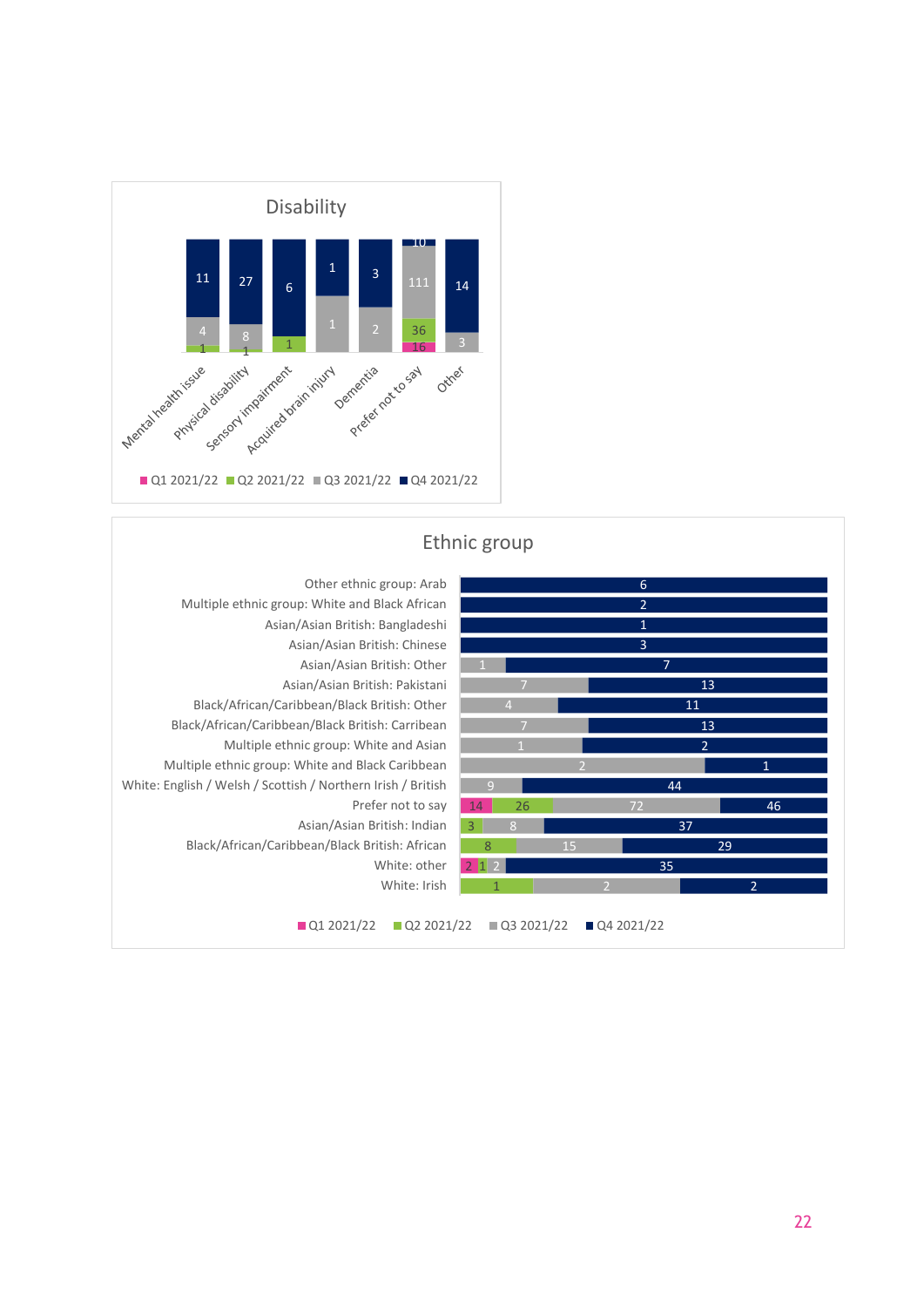## Disability

| Disability | Q1 2021/22 | Q2 2021/22 | Q3 2021/22 | Q4 2021/22 |
|---|---|---|---|---|
| Mental health issue | | 1 | 4 | 11 |
| Physical disability | | 1 | 8 | 27 |
| Sensory impairment | | 1 | | 6 |
| Acquired brain injury | | | 1 | 1 |
| Dementia | | | 2 | 3 |
| Prefer not to say | 16 | 36 | 111 | 10 |
| Other | | | 3 | 14 |

## Ethnic group

| Ethnic group | Q1 2021/22 | Q2 2021/22 | Q3 2021/22 | Q4 2021/22 |
|---|---|---|---|---|
| Other ethnic group: Arab | | | | 6 |
| Multiple ethnic group: White and Black African | | | | 2 |
| Asian/Asian British: Bangladeshi | | | | 1 |
| Asian/Asian British: Chinese | | | | 3 |
| Asian/Asian British: Other | | | 1 | 7 |
| Asian/Asian British: Pakistani | | | 7 | 13 |
| Black/African/Caribbean/Black British: Other | | | 4 | 11 |
| Black/African/Caribbean/Black British: Carribean | | | 7 | 13 |
| Multiple ethnic group: White and Asian | | | 1 | 2 |
| Multiple ethnic group: White and Black Caribbean | | | 2 | 1 |
| White: English / Welsh / Scottish / Northern Irish / British | | | 9 | 44 |
| Prefer not to say | 14 | 26 | 72 | 46 |
| Asian/Asian British: Indian | | 3 | 8 | 37 |
| Black/African/Caribbean/Black British: African | | 8 | 15 | 29 |
| White: other | 2 | 1 | 2 | 35 |
| White: Irish | | 1 | 2 | 2 |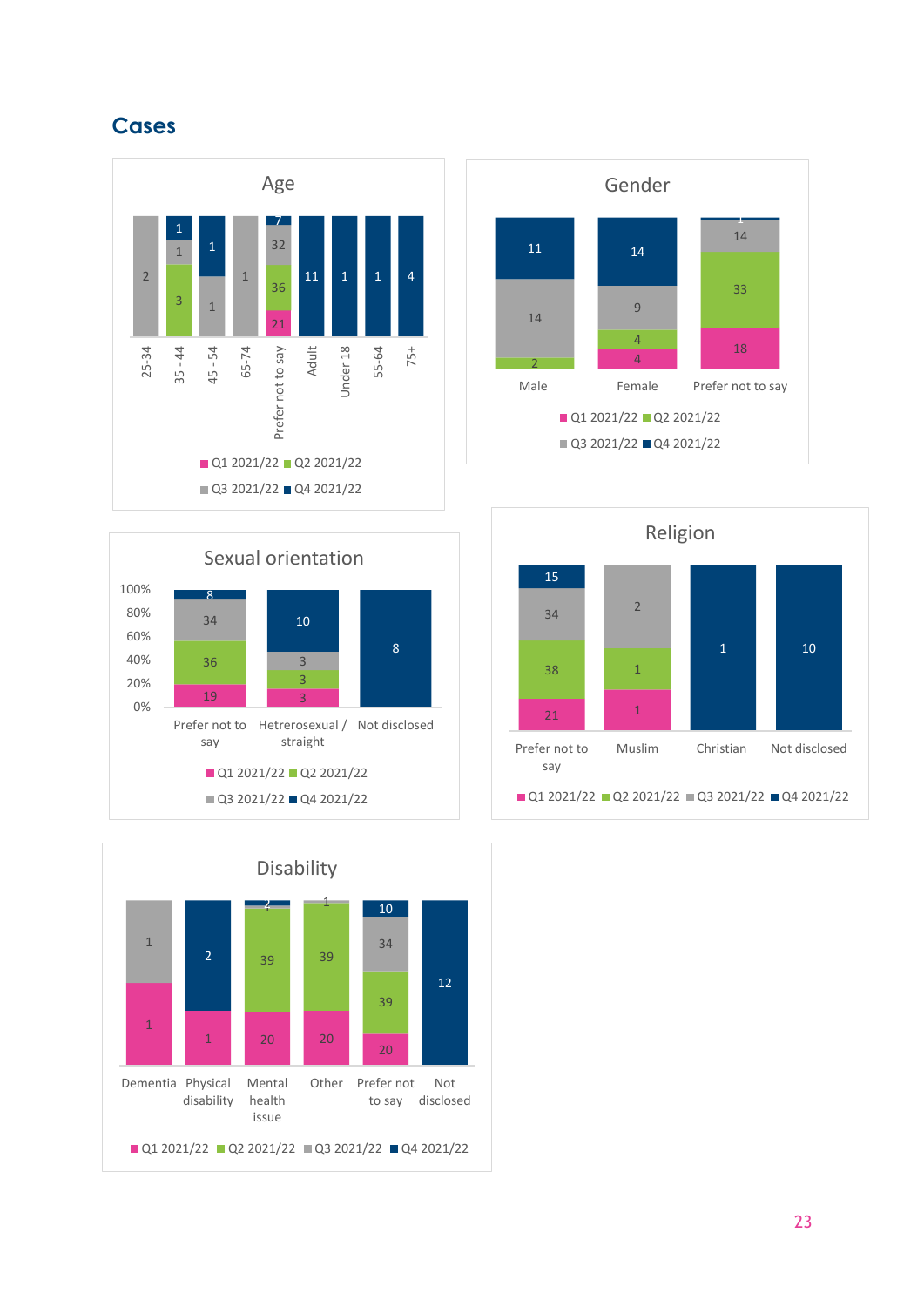## Cases

### Age

| Age | Q1 2021/22 | Q2 2021/22 | Q3 2021/22 | Q4 2021/22 |
|---|---|---|---|---|
| 25-34 | | | 2 | |
| 35 - 44 | | 3 | 1 | 1 |
| 45 - 54 | | | 1 | 1 |
| 65-74 | | | 1 | |
| Prefer not to say | 21 | 36 | 32 | 7 |
| Adult | | | | 11 |
| Under 18 | | | | 1 |
| 55-64 | | | | 1 |
| 75+ | | | | 4 |

### Gender

| Gender | Q1 2021/22 | Q2 2021/22 | Q3 2021/22 | Q4 2021/22 |
|---|---|---|---|---|
| Male | | 2 | 14 | 11 |
| Female | 4 | 4 | 9 | 14 |
| Prefer not to say | 18 | 33 | 14 | 1 |

### Sexual orientation

| Sexual orientation | Q1 2021/22 | Q2 2021/22 | Q3 2021/22 | Q4 2021/22 |
|---|---|---|---|---|
| Prefer not to say | 19 | 36 | 34 | 8 |
| Hetrerosexual / straight | 3 | 3 | 3 | 10 |
| Not disclosed | | | | 8 |

### Religion

| Religion | Q1 2021/22 | Q2 2021/22 | Q3 2021/22 | Q4 2021/22 |
|---|---|---|---|---|
| Prefer not to say | 21 | 38 | 34 | 15 |
| Muslim | 1 | 1 | 2 | |
| Christian | | | | 1 |
| Not disclosed | | | | 10 |

### Disability

| Disability | Q1 2021/22 | Q2 2021/22 | Q3 2021/22 | Q4 2021/22 |
|---|---|---|---|---|
| Dementia | 1 | | 1 | |
| Physical disability | 1 | | | 2 |
| Mental health issue | 20 | 39 | 1 | 2 |
| Other | 20 | 39 | 1 | |
| Prefer not to say | 20 | 39 | 34 | 10 |
| Not disclosed | | | | 12 |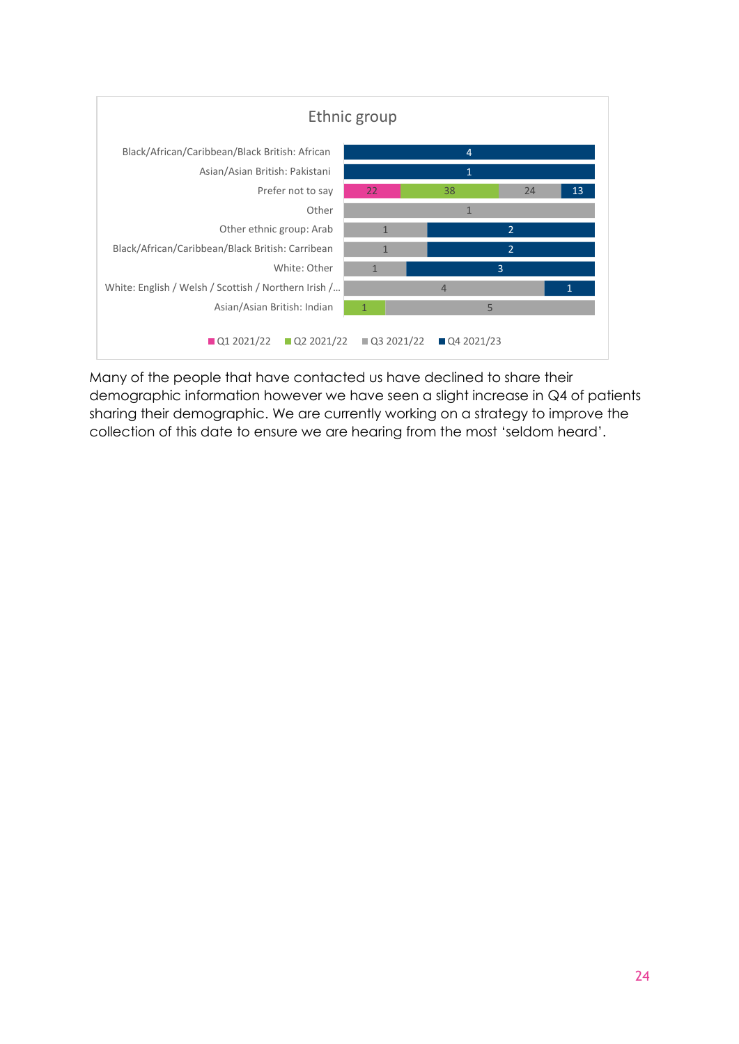## Ethnic group

| Ethnic group | Q1 2021/22 | Q2 2021/22 | Q3 2021/22 | Q4 2021/23 |
|---|---|---|---|---|
| Black/African/Caribbean/Black British: African | | | | 4 |
| Asian/Asian British: Pakistani | | | | 1 |
| Prefer not to say | 22 | 38 | 24 | 13 |
| Other | | | 1 | |
| Other ethnic group: Arab | | | 1 | 2 |
| Black/African/Caribbean/Black British: Carribean | | | 1 | 2 |
| White: Other | | | 1 | 3 |
| White: English / Welsh / Scottish / Northern Irish /... | | | 4 | 1 |
| Asian/Asian British: Indian | | 1 | 5 | |

Many of the people that have contacted us have declined to share their demographic information however we have seen a slight increase in Q4 of patients sharing their demographic. We are currently working on a strategy to improve the collection of this date to ensure we are hearing from the most 'seldom heard'.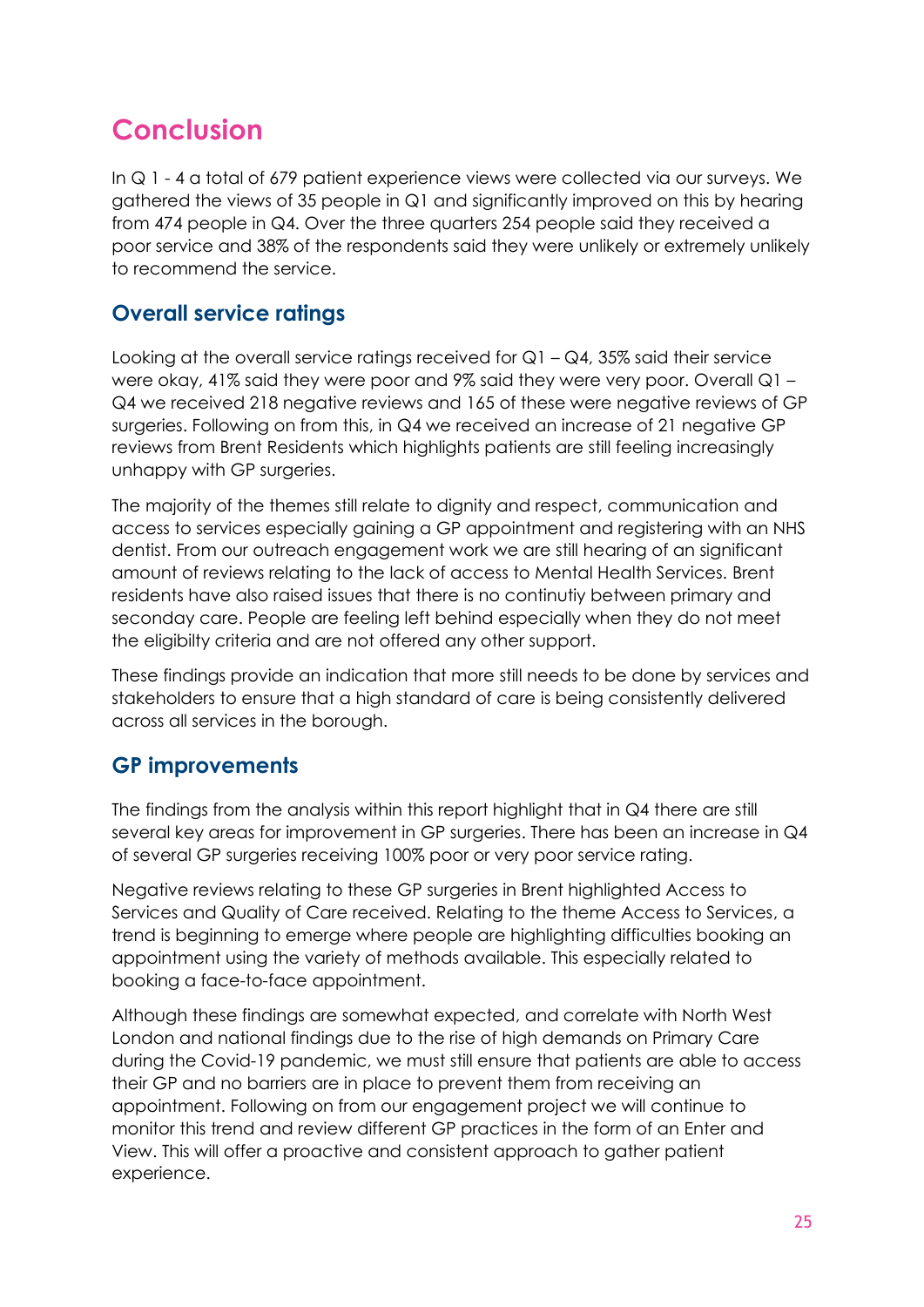# Conclusion

In Q 1 - 4 a total of 679 patient experience views were collected via our surveys. We gathered the views of 35 people in Q1 and significantly improved on this by hearing from 474 people in Q4. Over the three quarters 254 people said they received a poor service and 38% of the respondents said they were unlikely or extremely unlikely to recommend the service.

## Overall service ratings

Looking at the overall service ratings received for Q1 – Q4, 35% said their service were okay, 41% said they were poor and 9% said they were very poor. Overall Q1 – Q4 we received 218 negative reviews and 165 of these were negative reviews of GP surgeries. Following on from this, in Q4 we received an increase of 21 negative GP reviews from Brent Residents which highlights patients are still feeling increasingly unhappy with GP surgeries.

The majority of the themes still relate to dignity and respect, communication and access to services especially gaining a GP appointment and registering with an NHS dentist. From our outreach engagement work we are still hearing of an significant amount of reviews relating to the lack of access to Mental Health Services. Brent residents have also raised issues that there is no continutiy between primary and seconday care. People are feeling left behind especially when they do not meet the eligibilty criteria and are not offered any other support.

These findings provide an indication that more still needs to be done by services and stakeholders to ensure that a high standard of care is being consistently delivered across all services in the borough.

## GP improvements

The findings from the analysis within this report highlight that in Q4 there are still several key areas for improvement in GP surgeries. There has been an increase in Q4 of several GP surgeries receiving 100% poor or very poor service rating.

Negative reviews relating to these GP surgeries in Brent highlighted Access to Services and Quality of Care received. Relating to the theme Access to Services, a trend is beginning to emerge where people are highlighting difficulties booking an appointment using the variety of methods available. This especially related to booking a face-to-face appointment.

Although these findings are somewhat expected, and correlate with North West London and national findings due to the rise of high demands on Primary Care during the Covid-19 pandemic, we must still ensure that patients are able to access their GP and no barriers are in place to prevent them from receiving an appointment. Following on from our engagement project we will continue to monitor this trend and review different GP practices in the form of an Enter and View. This will offer a proactive and consistent approach to gather patient experience.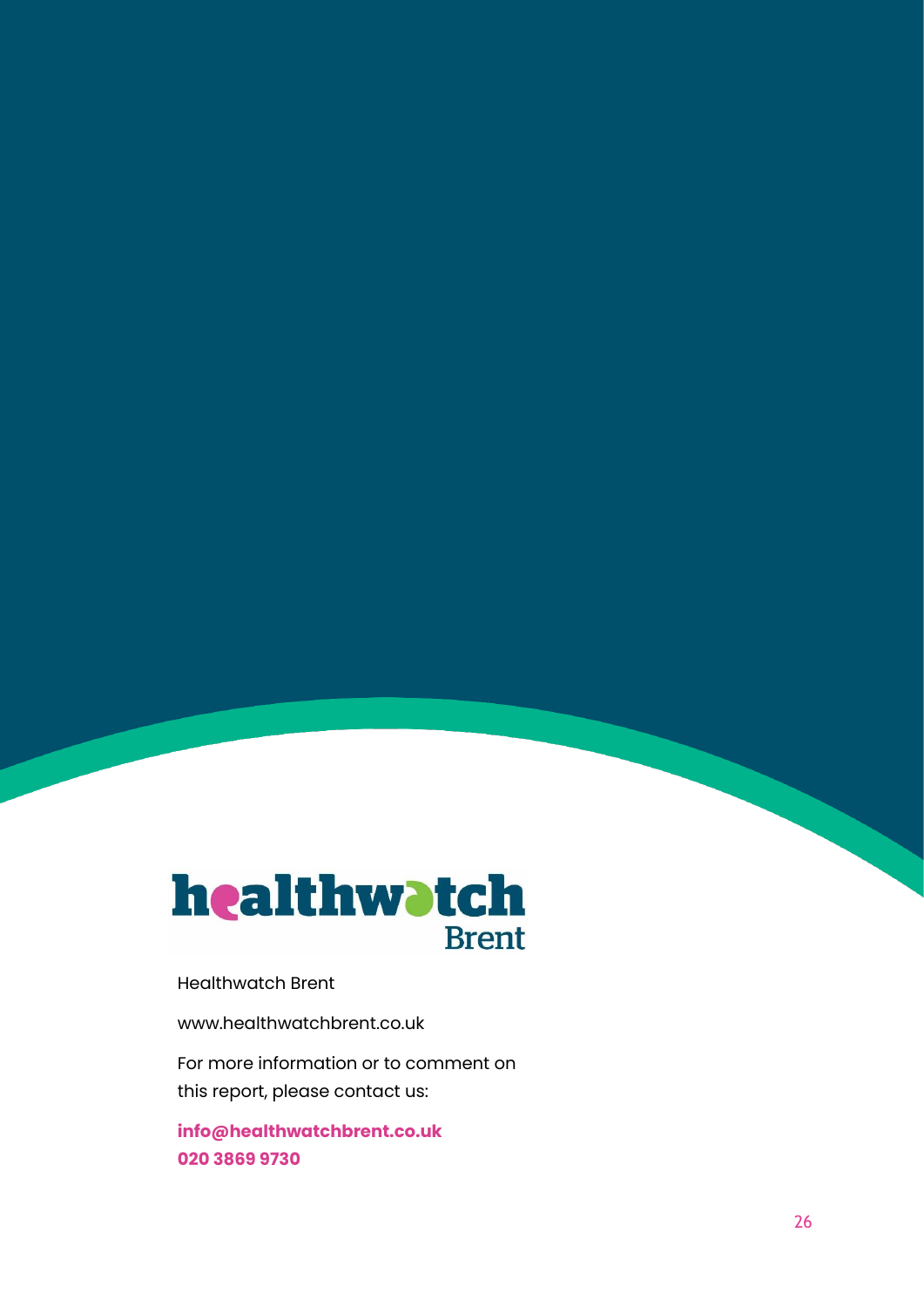Healthwatch Brent

www.healthwatchbrent.co.uk

For more information or to comment on this report, please contact us:

**info@healthwatchbrent.co.uk**
**020 3869 9730**